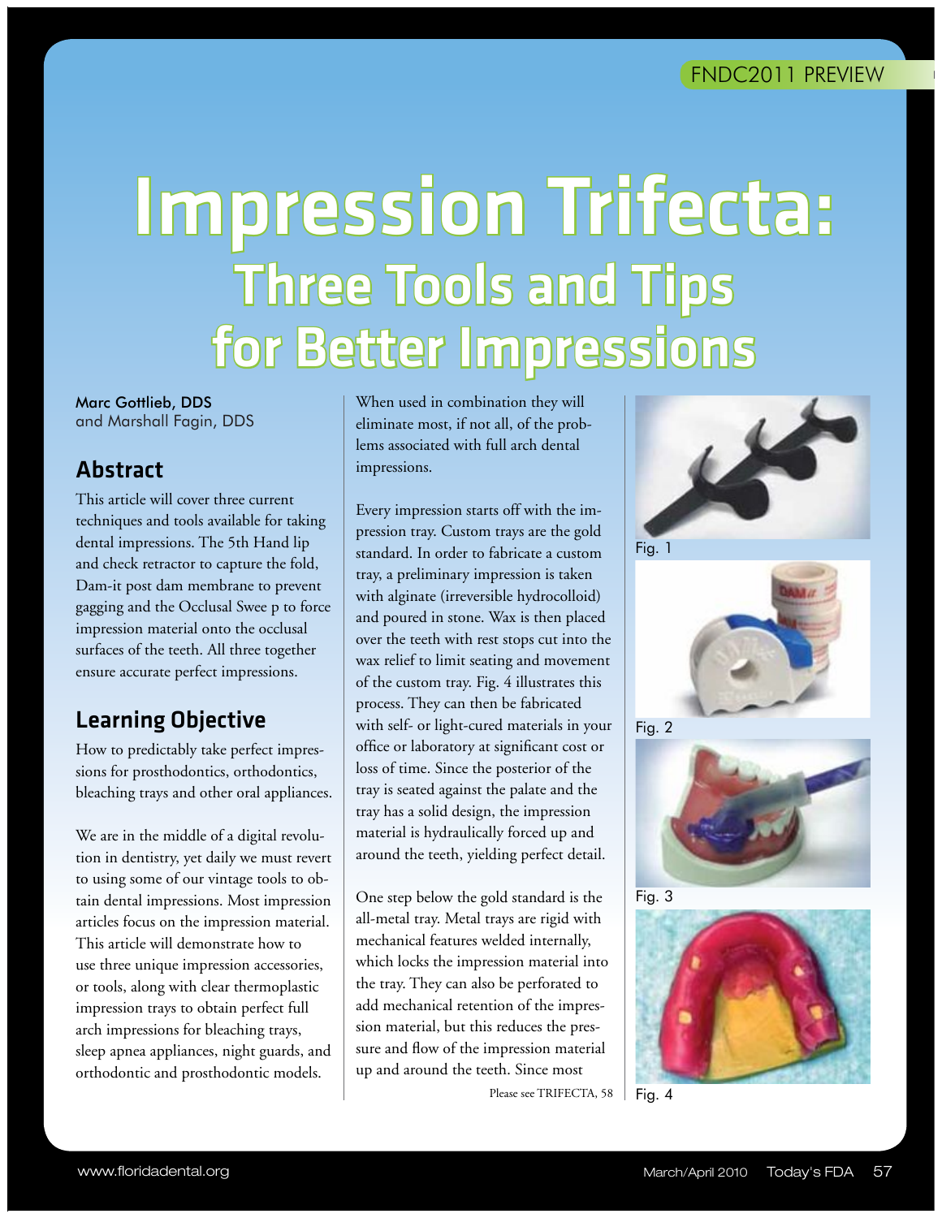# Impression Trifecta: Three Tools and Tips for Better Impressions

Marc Gottlieb, DDS
and Marshall Fagin, DDS

## Abstract

This article will cover three current techniques and tools available for taking dental impressions. The 5th Hand lip and check retractor to capture the fold, Dam-it post dam membrane to prevent gagging and the Occlusal Swee p to force impression material onto the occlusal surfaces of the teeth. All three together ensure accurate perfect impressions.

## Learning Objective

How to predictably take perfect impressions for prosthodontics, orthodontics, bleaching trays and other oral appliances.

We are in the middle of a digital revolution in dentistry, yet daily we must revert to using some of our vintage tools to obtain dental impressions. Most impression articles focus on the impression material. This article will demonstrate how to use three unique impression accessories, or tools, along with clear thermoplastic impression trays to obtain perfect full arch impressions for bleaching trays, sleep apnea appliances, night guards, and orthodontic and prosthodontic models. When used in combination they will eliminate most, if not all, of the problems associated with full arch dental impressions.

Every impression starts off with the impression tray. Custom trays are the gold standard. In order to fabricate a custom tray, a preliminary impression is taken with alginate (irreversible hydrocolloid) and poured in stone. Wax is then placed over the teeth with rest stops cut into the wax relief to limit seating and movement of the custom tray. Fig. 4 illustrates this process. They can then be fabricated with self- or light-cured materials in your office or laboratory at significant cost or loss of time. Since the posterior of the tray is seated against the palate and the tray has a solid design, the impression material is hydraulically forced up and around the teeth, yielding perfect detail.

One step below the gold standard is the all-metal tray. Metal trays are rigid with mechanical features welded internally, which locks the impression material into the tray. They can also be perforated to add mechanical retention of the impression material, but this reduces the pressure and flow of the impression material up and around the teeth. Since most

Please see TRIFECTA, 58

Fig. 1

Fig. 2

Fig. 3

Fig. 4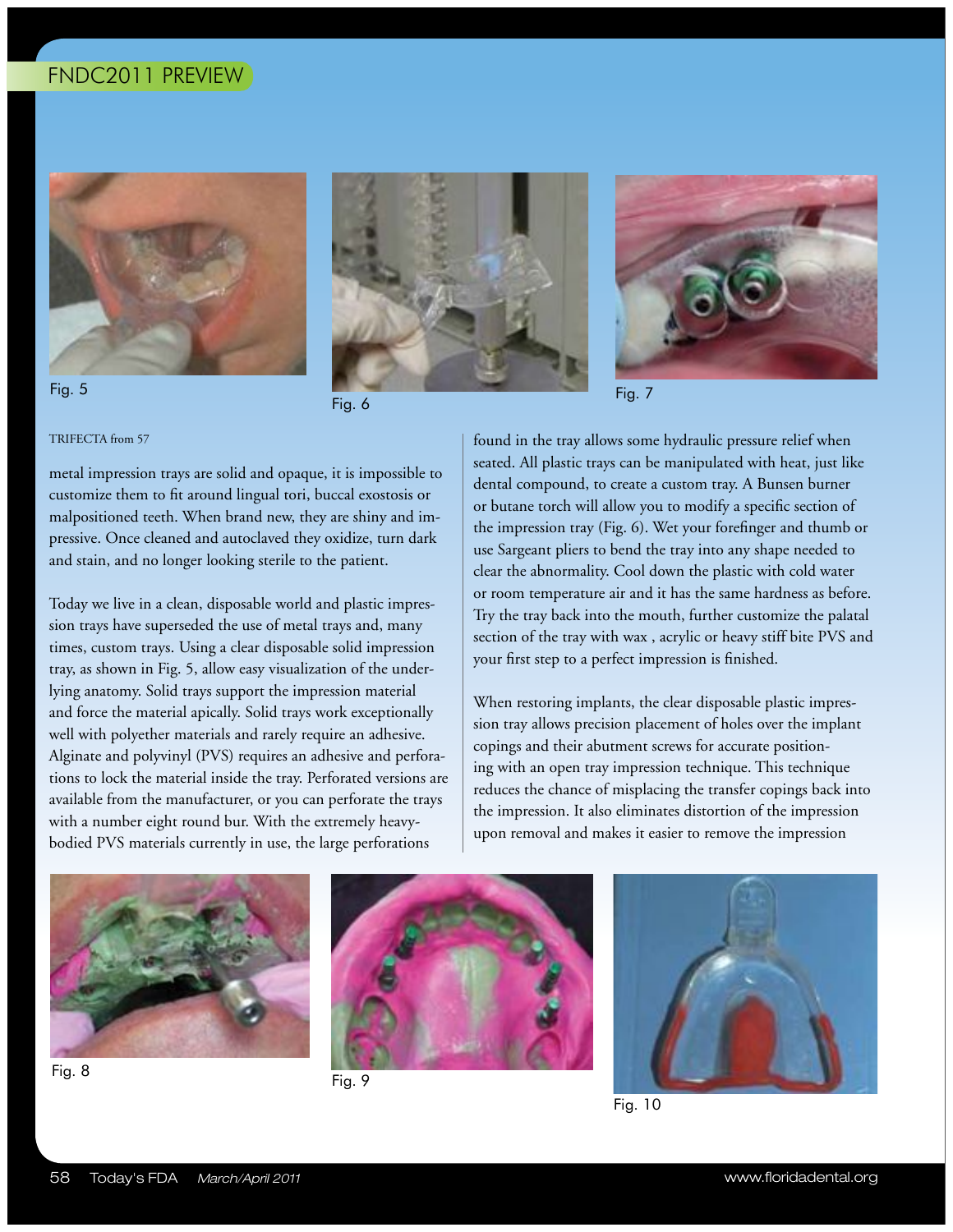Fig. 5

Fig. 6

Fig. 7

TRIFECTA from 57

metal impression trays are solid and opaque, it is impossible to customize them to fit around lingual tori, buccal exostosis or malpositioned teeth. When brand new, they are shiny and impressive. Once cleaned and autoclaved they oxidize, turn dark and stain, and no longer looking sterile to the patient.

Today we live in a clean, disposable world and plastic impression trays have superseded the use of metal trays and, many times, custom trays. Using a clear disposable solid impression tray, as shown in Fig. 5, allow easy visualization of the underlying anatomy. Solid trays support the impression material and force the material apically. Solid trays work exceptionally well with polyether materials and rarely require an adhesive. Alginate and polyvinyl (PVS) requires an adhesive and perforations to lock the material inside the tray. Perforated versions are available from the manufacturer, or you can perforate the trays with a number eight round bur. With the extremely heavy-bodied PVS materials currently in use, the large perforations found in the tray allows some hydraulic pressure relief when seated. All plastic trays can be manipulated with heat, just like dental compound, to create a custom tray. A Bunsen burner or butane torch will allow you to modify a specific section of the impression tray (Fig. 6). Wet your forefinger and thumb or use Sargeant pliers to bend the tray into any shape needed to clear the abnormality. Cool down the plastic with cold water or room temperature air and it has the same hardness as before. Try the tray back into the mouth, further customize the palatal section of the tray with wax , acrylic or heavy stiff bite PVS and your first step to a perfect impression is finished.

When restoring implants, the clear disposable plastic impression tray allows precision placement of holes over the implant copings and their abutment screws for accurate positioning with an open tray impression technique. This technique reduces the chance of misplacing the transfer copings back into the impression. It also eliminates distortion of the impression upon removal and makes it easier to remove the impression

Fig. 8

Fig. 9

Fig. 10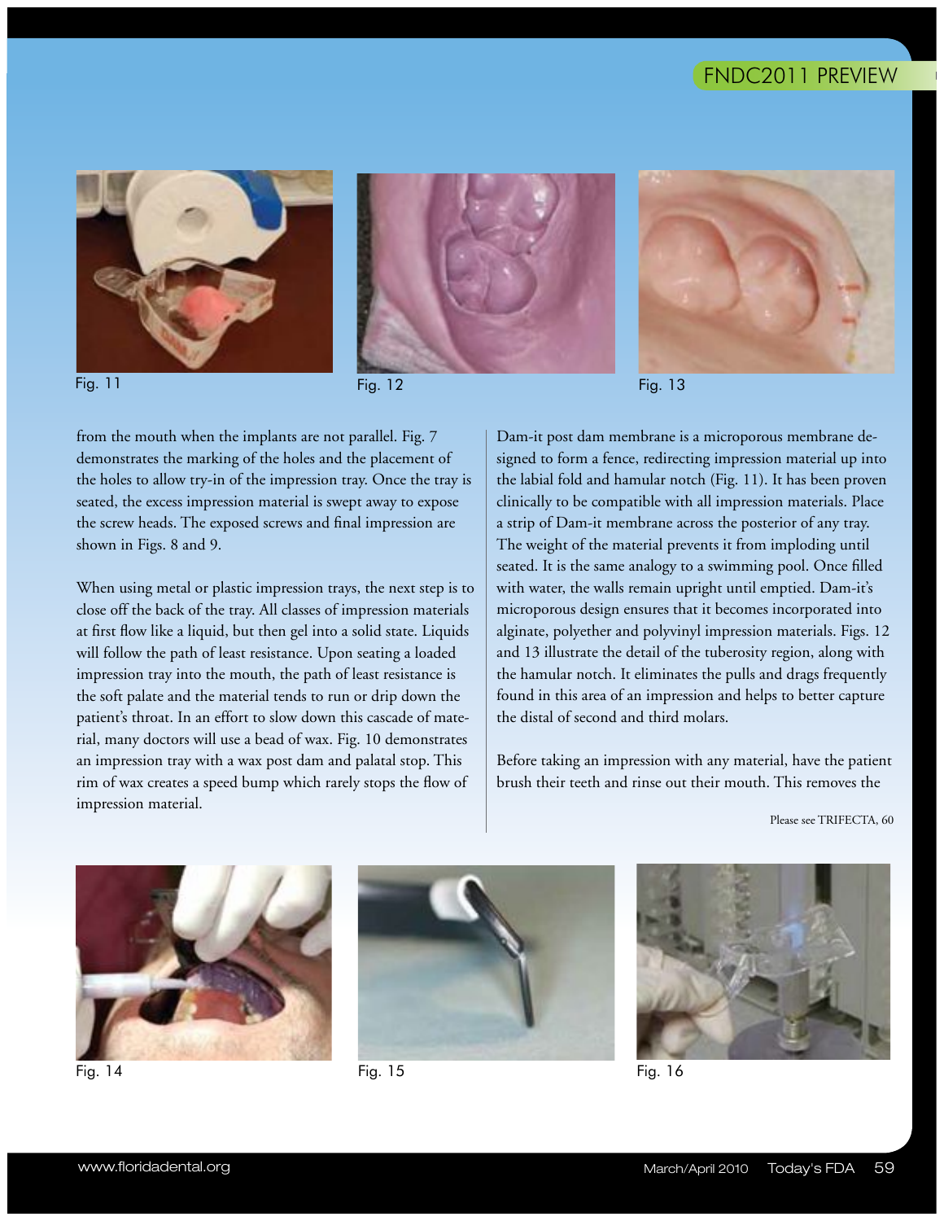Fig. 11

Fig. 12

Fig. 13

from the mouth when the implants are not parallel. Fig. 7 demonstrates the marking of the holes and the placement of the holes to allow try-in of the impression tray. Once the tray is seated, the excess impression material is swept away to expose the screw heads. The exposed screws and final impression are shown in Figs. 8 and 9.

When using metal or plastic impression trays, the next step is to close off the back of the tray. All classes of impression materials at first flow like a liquid, but then gel into a solid state. Liquids will follow the path of least resistance. Upon seating a loaded impression tray into the mouth, the path of least resistance is the soft palate and the material tends to run or drip down the patient's throat. In an effort to slow down this cascade of material, many doctors will use a bead of wax. Fig. 10 demonstrates an impression tray with a wax post dam and palatal stop. This rim of wax creates a speed bump which rarely stops the flow of impression material.

Dam-it post dam membrane is a microporous membrane designed to form a fence, redirecting impression material up into the labial fold and hamular notch (Fig. 11). It has been proven clinically to be compatible with all impression materials. Place a strip of Dam-it membrane across the posterior of any tray. The weight of the material prevents it from imploding until seated. It is the same analogy to a swimming pool. Once filled with water, the walls remain upright until emptied. Dam-it's microporous design ensures that it becomes incorporated into alginate, polyether and polyvinyl impression materials. Figs. 12 and 13 illustrate the detail of the tuberosity region, along with the hamular notch. It eliminates the pulls and drags frequently found in this area of an impression and helps to better capture the distal of second and third molars.

Before taking an impression with any material, have the patient brush their teeth and rinse out their mouth. This removes the

Please see TRIFECTA, 60

Fig. 14

Fig. 15

Fig. 16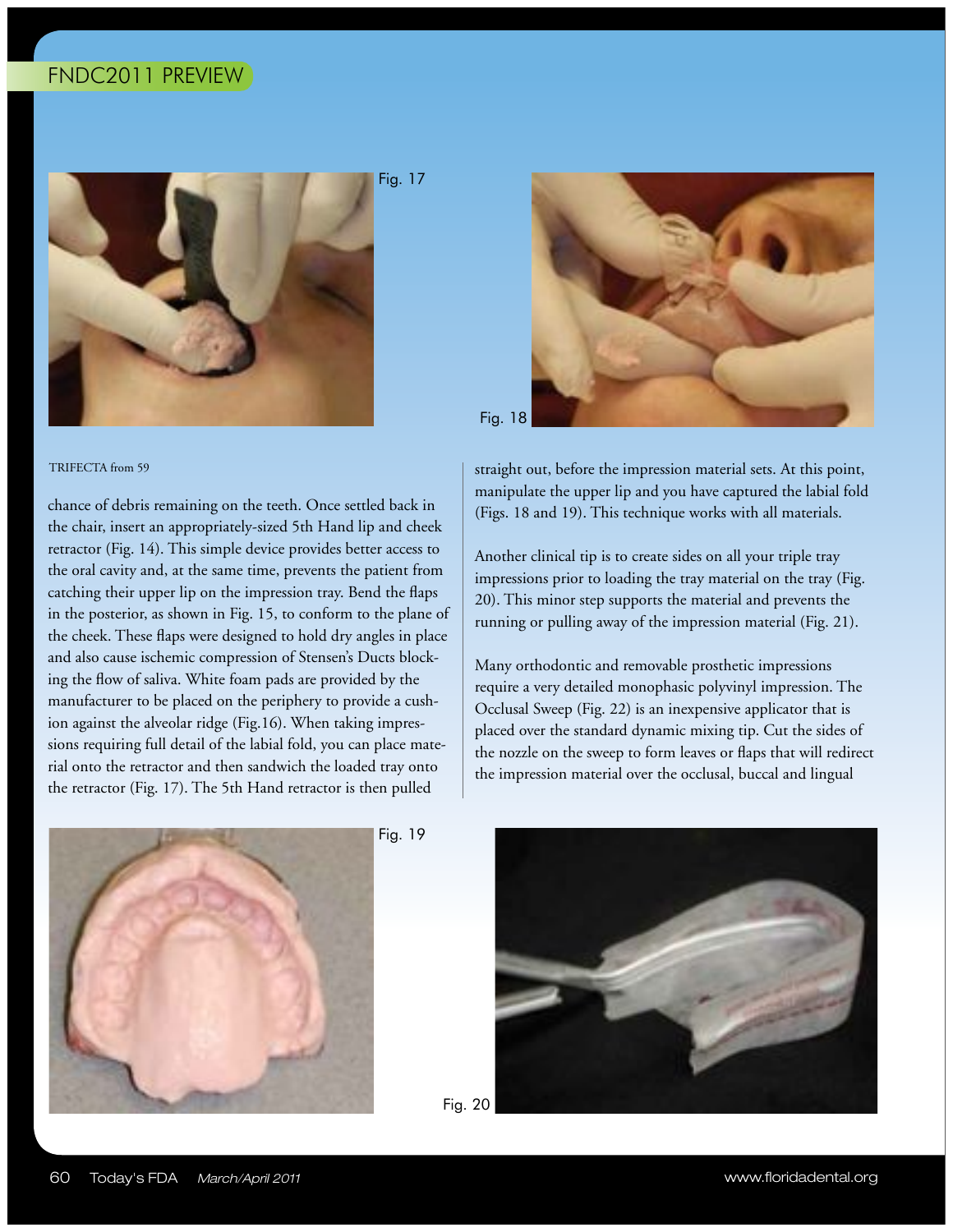Fig. 17

Fig. 18

TRIFECTA from 59

chance of debris remaining on the teeth. Once settled back in the chair, insert an appropriately-sized 5th Hand lip and cheek retractor (Fig. 14). This simple device provides better access to the oral cavity and, at the same time, prevents the patient from catching their upper lip on the impression tray. Bend the flaps in the posterior, as shown in Fig. 15, to conform to the plane of the cheek. These flaps were designed to hold dry angles in place and also cause ischemic compression of Stensen's Ducts blocking the flow of saliva. White foam pads are provided by the manufacturer to be placed on the periphery to provide a cushion against the alveolar ridge (Fig.16). When taking impressions requiring full detail of the labial fold, you can place material onto the retractor and then sandwich the loaded tray onto the retractor (Fig. 17). The 5th Hand retractor is then pulled straight out, before the impression material sets. At this point, manipulate the upper lip and you have captured the labial fold (Figs. 18 and 19). This technique works with all materials.

Another clinical tip is to create sides on all your triple tray impressions prior to loading the tray material on the tray (Fig. 20). This minor step supports the material and prevents the running or pulling away of the impression material (Fig. 21).

Many orthodontic and removable prosthetic impressions require a very detailed monophasic polyvinyl impression. The Occlusal Sweep (Fig. 22) is an inexpensive applicator that is placed over the standard dynamic mixing tip. Cut the sides of the nozzle on the sweep to form leaves or flaps that will redirect the impression material over the occlusal, buccal and lingual

Fig. 19

Fig. 20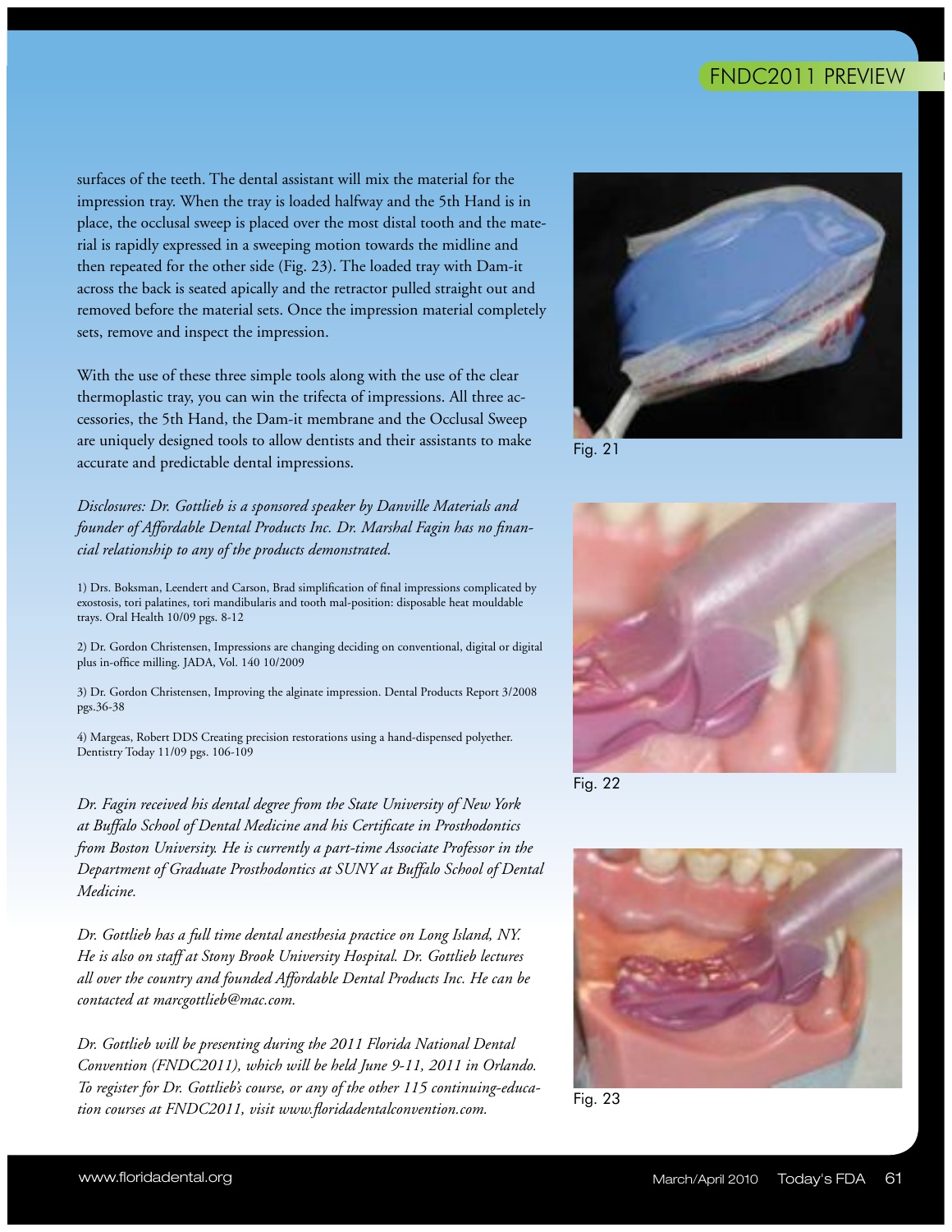surfaces of the teeth. The dental assistant will mix the material for the impression tray. When the tray is loaded halfway and the 5th Hand is in place, the occlusal sweep is placed over the most distal tooth and the material is rapidly expressed in a sweeping motion towards the midline and then repeated for the other side (Fig. 23). The loaded tray with Dam-it across the back is seated apically and the retractor pulled straight out and removed before the material sets. Once the impression material completely sets, remove and inspect the impression.

With the use of these three simple tools along with the use of the clear thermoplastic tray, you can win the trifecta of impressions. All three accessories, the 5th Hand, the Dam-it membrane and the Occlusal Sweep are uniquely designed tools to allow dentists and their assistants to make accurate and predictable dental impressions.

*Disclosures: Dr. Gottlieb is a sponsored speaker by Danville Materials and founder of Affordable Dental Products Inc. Dr. Marshal Fagin has no financial relationship to any of the products demonstrated.*

1) Drs. Boksman, Leendert and Carson, Brad simplification of final impressions complicated by exostosis, tori palatines, tori mandibularis and tooth mal-position: disposable heat mouldable trays. Oral Health 10/09 pgs. 8-12

2) Dr. Gordon Christensen, Impressions are changing deciding on conventional, digital or digital plus in-office milling. JADA, Vol. 140 10/2009

3) Dr. Gordon Christensen, Improving the alginate impression. Dental Products Report 3/2008 pgs.36-38

4) Margeas, Robert DDS Creating precision restorations using a hand-dispensed polyether. Dentistry Today 11/09 pgs. 106-109

*Dr. Fagin received his dental degree from the State University of New York at Buffalo School of Dental Medicine and his Certificate in Prosthodontics from Boston University. He is currently a part-time Associate Professor in the Department of Graduate Prosthodontics at SUNY at Buffalo School of Dental Medicine.*

*Dr. Gottlieb has a full time dental anesthesia practice on Long Island, NY. He is also on staff at Stony Brook University Hospital. Dr. Gottlieb lectures all over the country and founded Affordable Dental Products Inc. He can be contacted at marcgottlieb@mac.com.*

*Dr. Gottlieb will be presenting during the 2011 Florida National Dental Convention (FNDC2011), which will be held June 9-11, 2011 in Orlando. To register for Dr. Gottlieb's course, or any of the other 115 continuing-education courses at FNDC2011, visit www.floridadentalconvention.com.*

Fig. 21

Fig. 22

Fig. 23